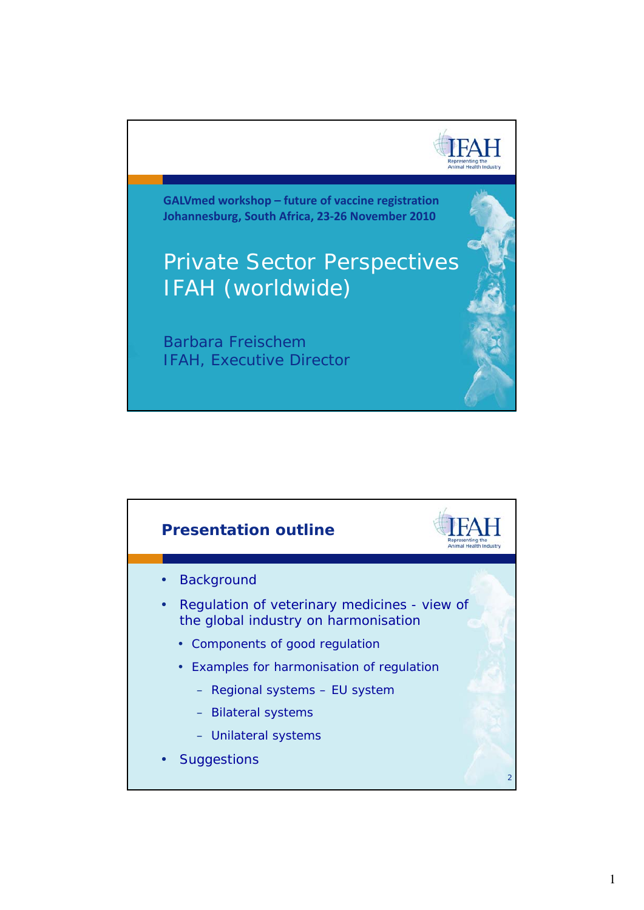GALVmed workshop – future of vaccine registration
Johannesburg, South Africa, 23-26 November 2010

# Private Sector Perspectives IFAH (worldwide)

Barbara Freischem
IFAH, Executive Director

## Presentation outline

- Background
- Regulation of veterinary medicines - view of the global industry on harmonisation
  - Components of good regulation
  - Examples for harmonisation of regulation
    - Regional systems – EU system
    - Bilateral systems
    - Unilateral systems
- Suggestions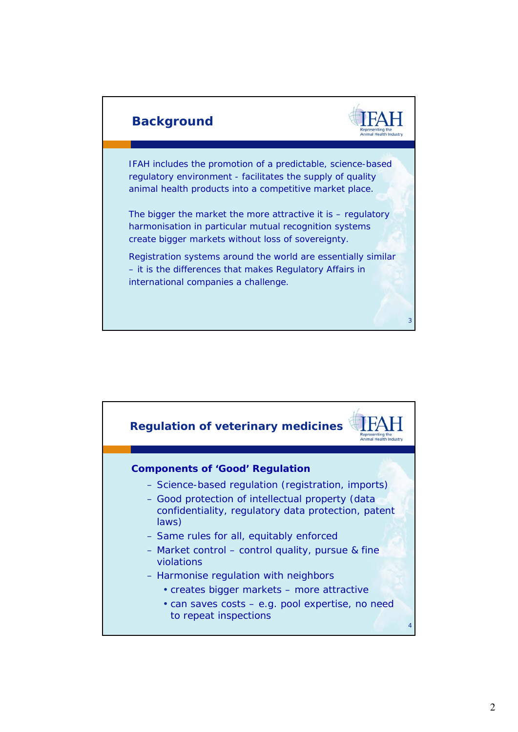## Background

IFAH includes the promotion of a predictable, science-based regulatory environment - facilitates the supply of quality animal health products into a competitive market place.

The bigger the market the more attractive it is – regulatory harmonisation in particular mutual recognition systems create bigger markets without loss of sovereignty.

Registration systems around the world are essentially similar – it is the differences that makes Regulatory Affairs in international companies a challenge.

## Regulation of veterinary medicines

**Components of 'Good' Regulation**

- Science-based regulation (registration, imports)
- Good protection of intellectual property (data confidentiality, regulatory data protection, patent laws)
- Same rules for all, equitably enforced
- Market control – control quality, pursue & fine violations
- Harmonise regulation with neighbors
  - creates bigger markets – more attractive
  - can saves costs – e.g. pool expertise, no need to repeat inspections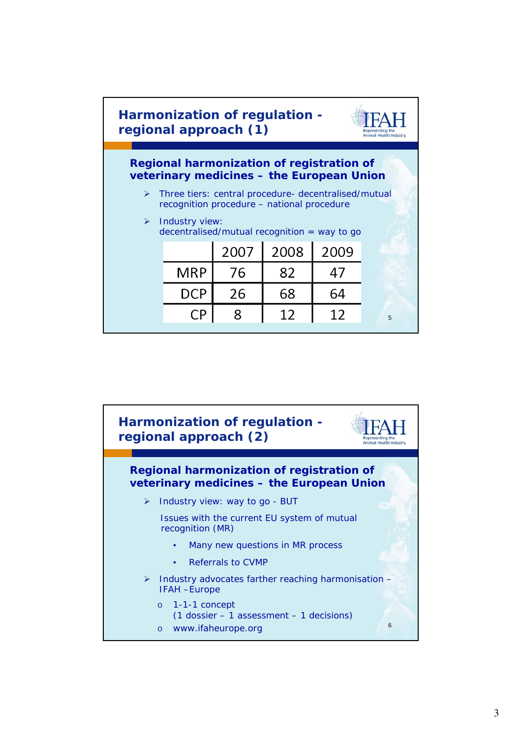## Harmonization of regulation - regional approach (1)

### Regional harmonization of registration of veterinary medicines – the European Union

- Three tiers: central procedure- decentralised/mutual recognition procedure – national procedure
- Industry view:
  decentralised/mutual recognition = way to go

| | 2007 | 2008 | 2009 |
|---|---|---|---|
| MRP | 76 | 82 | 47 |
| DCP | 26 | 68 | 64 |
| CP | 8 | 12 | 12 |

## Harmonization of regulation - regional approach (2)

### Regional harmonization of registration of veterinary medicines – the European Union

- Industry view: way to go - BUT

  Issues with the current EU system of mutual recognition (MR)

  - Many new questions in MR process
  - Referrals to CVMP

- Industry advocates farther reaching harmonisation – IFAH –Europe
  - 1-1-1 concept
    (1 dossier – 1 assessment – 1 decisions)
  - www.ifaheurope.org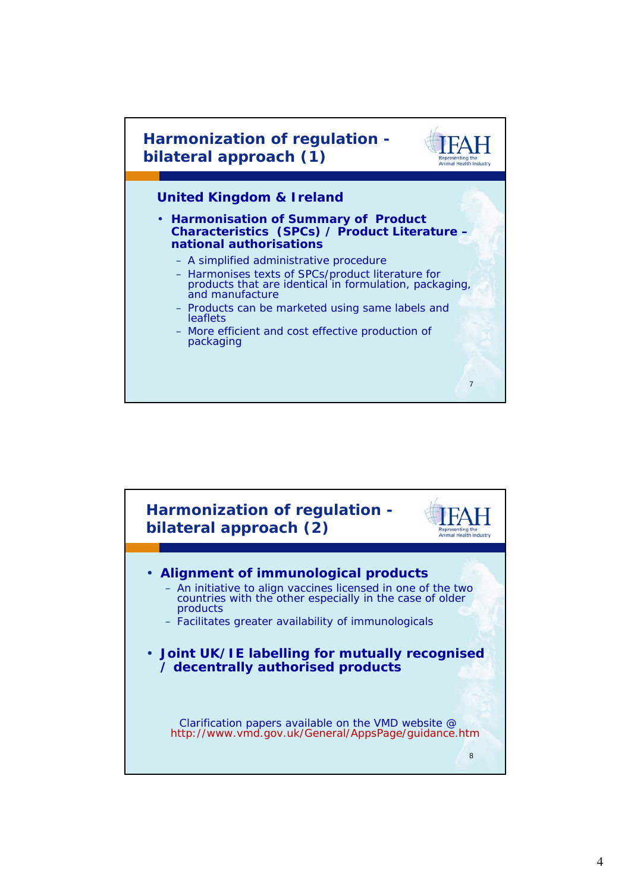## Harmonization of regulation - bilateral approach (1)

### United Kingdom & Ireland

- **Harmonisation of Summary of Product Characteristics (SPCs) / Product Literature – national authorisations**
  - A simplified administrative procedure
  - Harmonises texts of SPCs/product literature for products that are identical in formulation, packaging, and manufacture
  - Products can be marketed using same labels and leaflets
  - More efficient and cost effective production of packaging

## Harmonization of regulation - bilateral approach (2)

- **Alignment of immunological products**
  - An initiative to align vaccines licensed in one of the two countries with the other especially in the case of older products
  - Facilitates greater availability of immunologicals
- **Joint UK/IE labelling for mutually recognised / decentrally authorised products**

Clarification papers available on the VMD website @ http://www.vmd.gov.uk/General/AppsPage/guidance.htm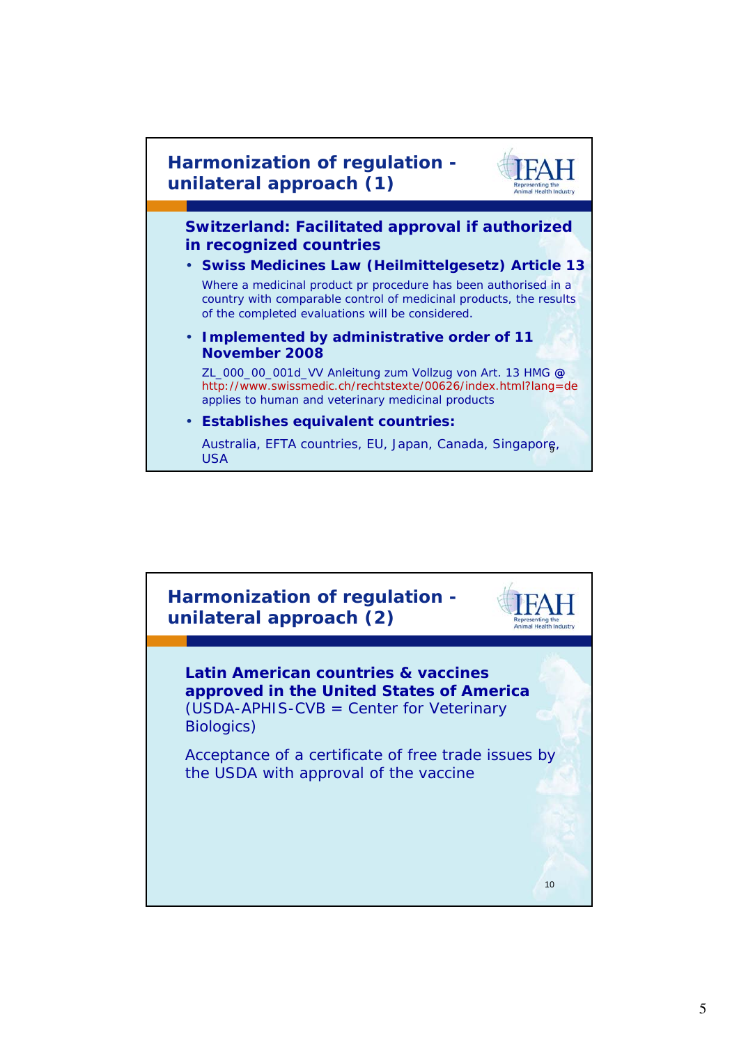## Harmonization of regulation - unilateral approach (1)

**Switzerland: Facilitated approval if authorized in recognized countries**

- **Swiss Medicines Law (Heilmittelgesetz) Article 13**

  Where a medicinal product pr procedure has been authorised in a country with comparable control of medicinal products, the results of the completed evaluations will be considered.

- **Implemented by administrative order of 11 November 2008**

  ZL_000_00_001d_VV Anleitung zum Vollzug von Art. 13 HMG @ http://www.swissmedic.ch/rechtstexte/00626/index.html?lang=de applies to human and veterinary medicinal products

- **Establishes equivalent countries:**

  Australia, EFTA countries, EU, Japan, Canada, Singapore, USA

## Harmonization of regulation - unilateral approach (2)

**Latin American countries & vaccines approved in the United States of America** (USDA-APHIS-CVB = Center for Veterinary Biologics)

Acceptance of a certificate of free trade issues by the USDA with approval of the vaccine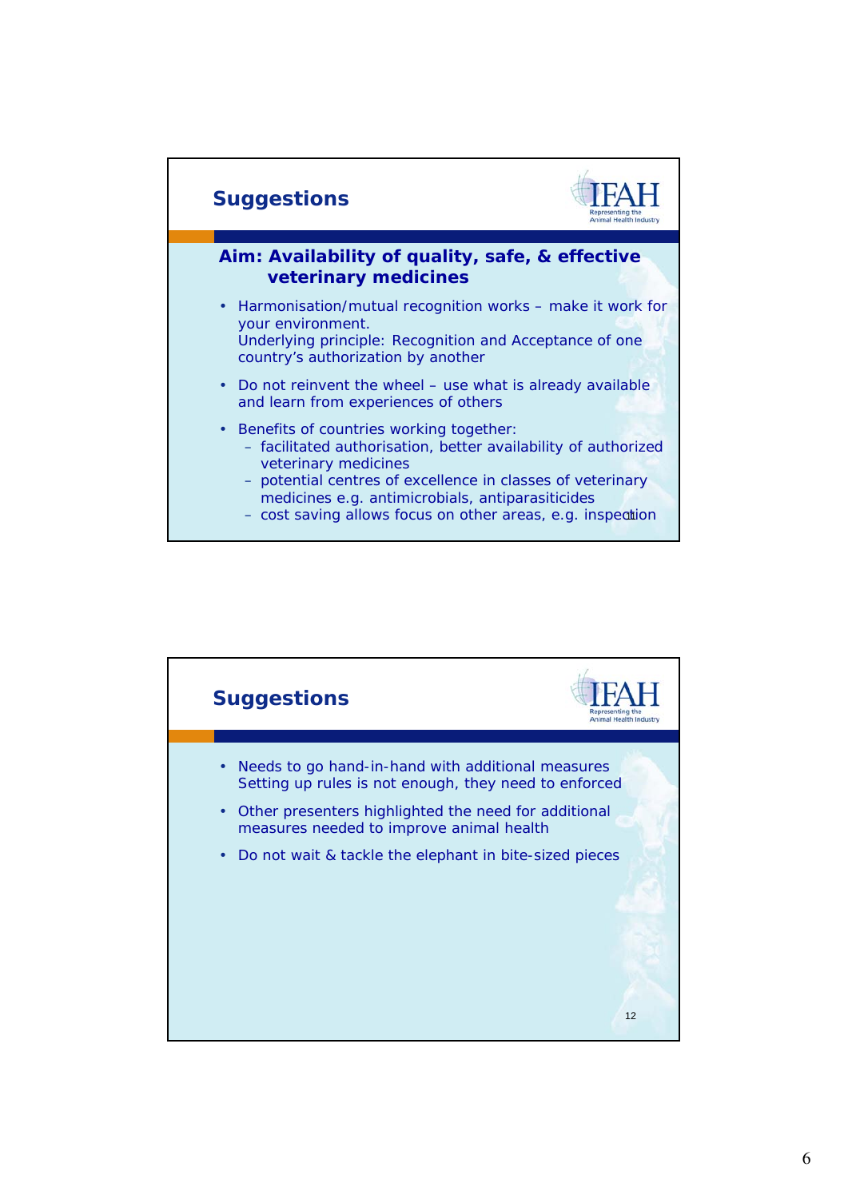## Suggestions

IFAH
Representing the Animal Health Industry

### Aim: Availability of quality, safe, & effective veterinary medicines

- Harmonisation/mutual recognition works – make it work for your environment.
  Underlying principle: Recognition and Acceptance of one country's authorization by another
- Do not reinvent the wheel – use what is already available and learn from experiences of others
- Benefits of countries working together:
  - facilitated authorisation, better availability of authorized veterinary medicines
  - potential centres of excellence in classes of veterinary medicines e.g. antimicrobials, antiparasiticides
  - cost saving allows focus on other areas, e.g. inspection

## Suggestions

IFAH
Representing the Animal Health Industry

- Needs to go hand-in-hand with additional measures
  Setting up rules is not enough, they need to enforced
- Other presenters highlighted the need for additional measures needed to improve animal health
- Do not wait & tackle the elephant in bite-sized pieces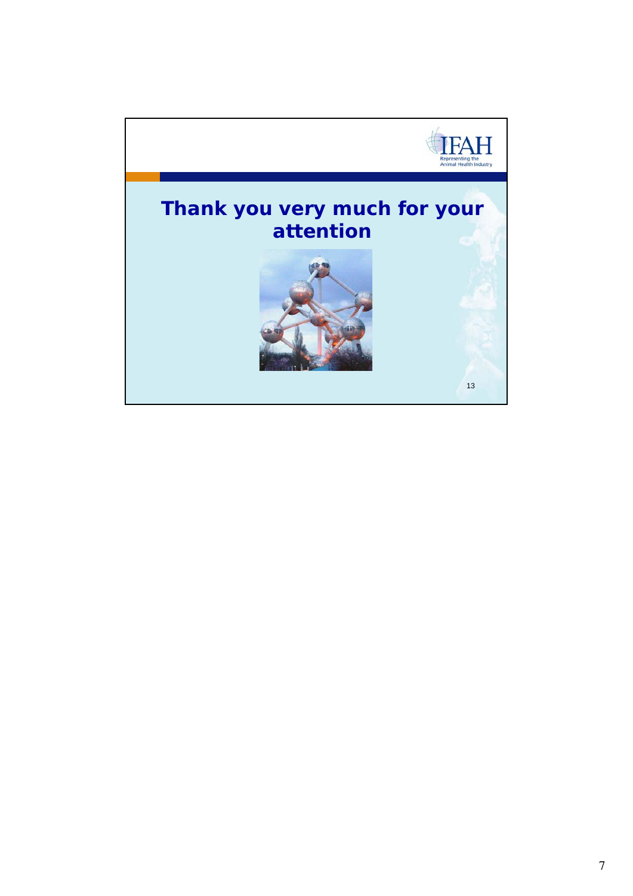IFAH

Representing the Animal Health Industry

# Thank you very much for your attention